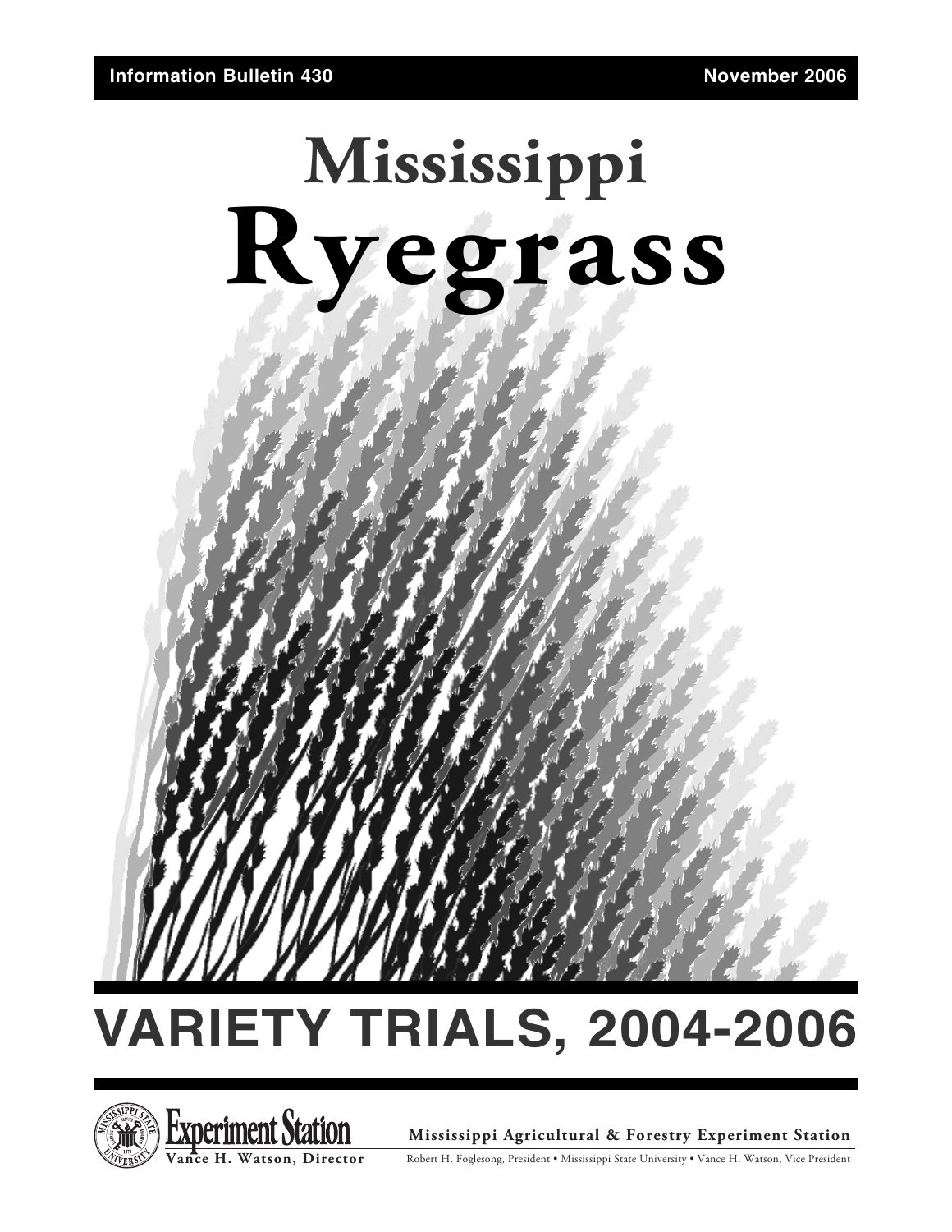**Information Bulletin 430** **November 2006**

# Mississippi Ryegrass

# VARIETY TRIALS, 2004-2006

**Experiment Station**
Vance H. Watson, Director

**Mississippi Agricultural & Forestry Experiment Station**

Robert H. Foglesong, President • Mississippi State University • Vance H. Watson, Vice President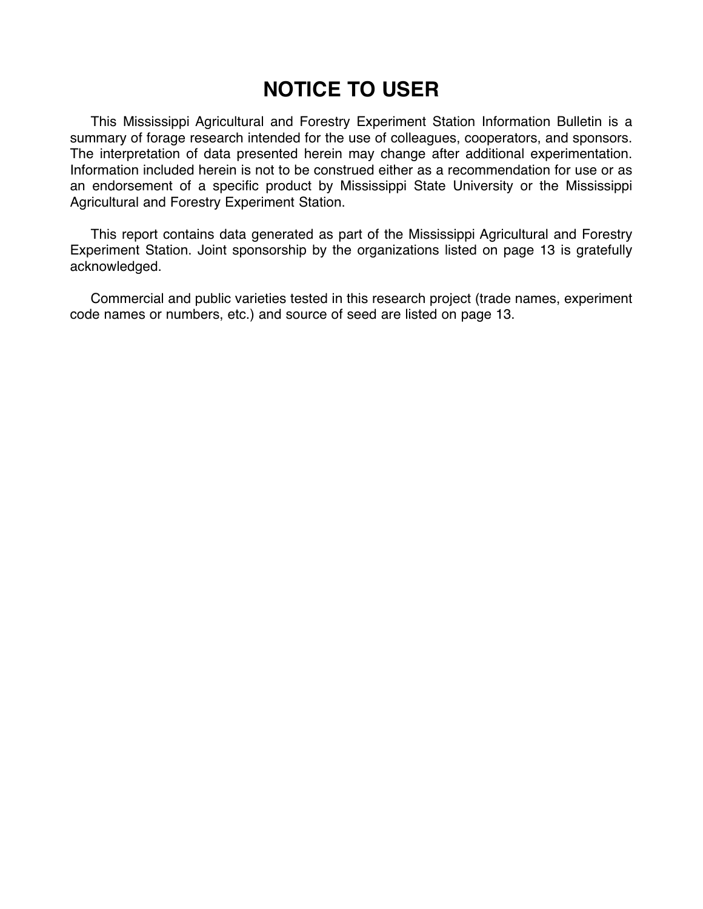# NOTICE TO USER

This Mississippi Agricultural and Forestry Experiment Station Information Bulletin is a summary of forage research intended for the use of colleagues, cooperators, and sponsors. The interpretation of data presented herein may change after additional experimentation. Information included herein is not to be construed either as a recommendation for use or as an endorsement of a specific product by Mississippi State University or the Mississippi Agricultural and Forestry Experiment Station.

This report contains data generated as part of the Mississippi Agricultural and Forestry Experiment Station. Joint sponsorship by the organizations listed on page 13 is gratefully acknowledged.

Commercial and public varieties tested in this research project (trade names, experiment code names or numbers, etc.) and source of seed are listed on page 13.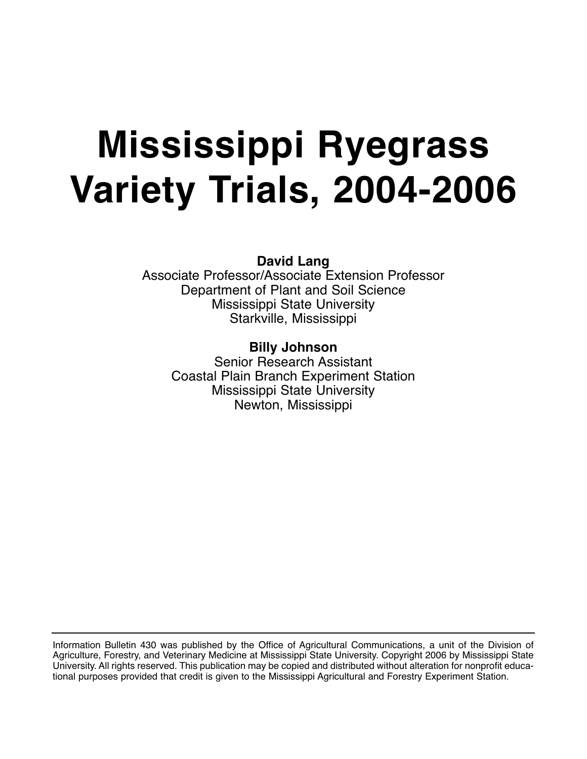# Mississippi Ryegrass Variety Trials, 2004-2006

**David Lang**
Associate Professor/Associate Extension Professor
Department of Plant and Soil Science
Mississippi State University
Starkville, Mississippi

**Billy Johnson**
Senior Research Assistant
Coastal Plain Branch Experiment Station
Mississippi State University
Newton, Mississippi

---

Information Bulletin 430 was published by the Office of Agricultural Communications, a unit of the Division of Agriculture, Forestry, and Veterinary Medicine at Mississippi State University. Copyright 2006 by Mississippi State University. All rights reserved. This publication may be copied and distributed without alteration for nonprofit educational purposes provided that credit is given to the Mississippi Agricultural and Forestry Experiment Station.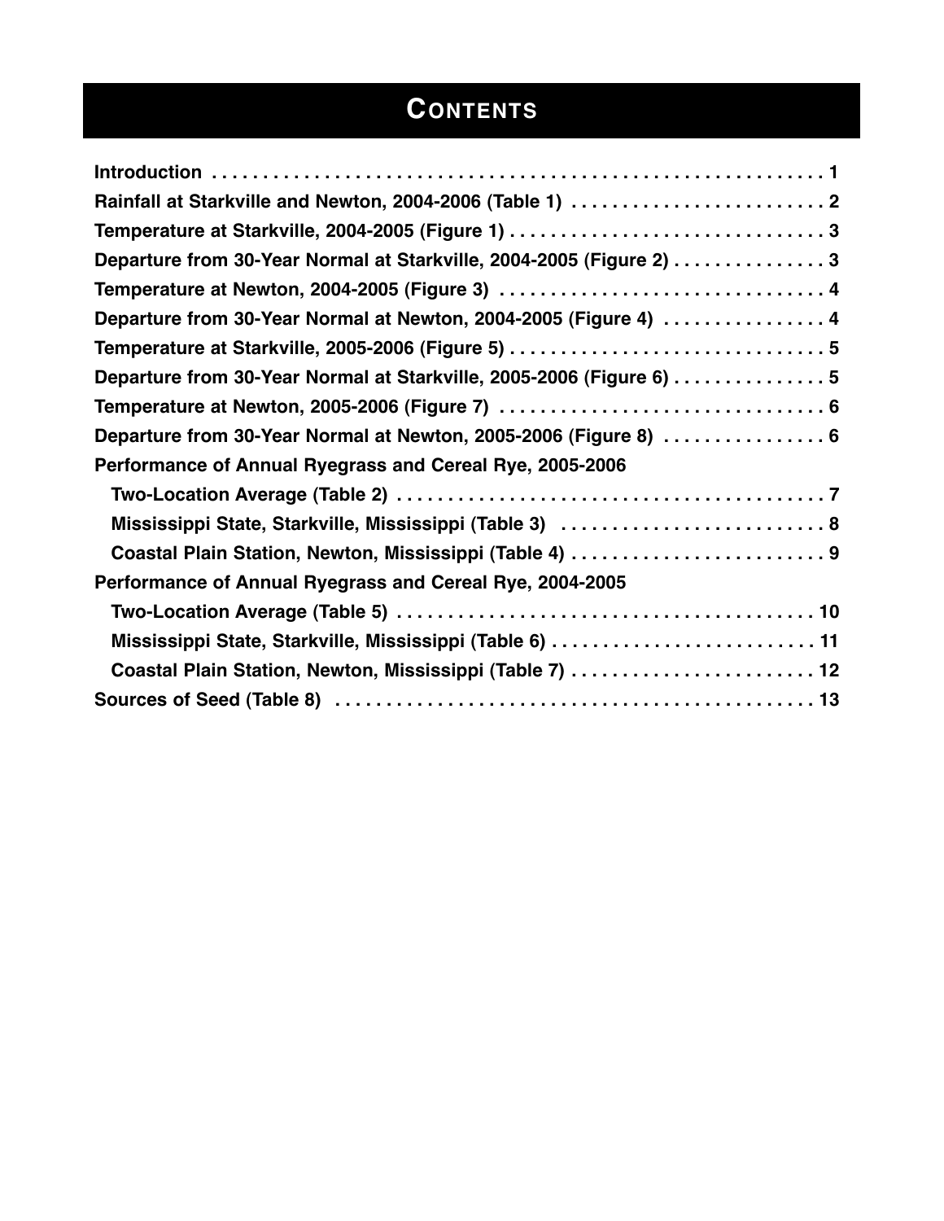# Contents

**Introduction . . . . . . . . . . . . . . . . . . . . . . . . . . . . . . . . . . . . . . . . . . . . . . . . . . . . . . . . . . . . 1**

**Rainfall at Starkville and Newton, 2004-2006 (Table 1) . . . . . . . . . . . . . . . . . . . . . . . . . 2**

**Temperature at Starkville, 2004-2005 (Figure 1) . . . . . . . . . . . . . . . . . . . . . . . . . . . . . . 3**

**Departure from 30-Year Normal at Starkville, 2004-2005 (Figure 2) . . . . . . . . . . . . . . . 3**

**Temperature at Newton, 2004-2005 (Figure 3) . . . . . . . . . . . . . . . . . . . . . . . . . . . . . . . . 4**

**Departure from 30-Year Normal at Newton, 2004-2005 (Figure 4) . . . . . . . . . . . . . . . . 4**

**Temperature at Starkville, 2005-2006 (Figure 5) . . . . . . . . . . . . . . . . . . . . . . . . . . . . . . 5**

**Departure from 30-Year Normal at Starkville, 2005-2006 (Figure 6) . . . . . . . . . . . . . . . 5**

**Temperature at Newton, 2005-2006 (Figure 7) . . . . . . . . . . . . . . . . . . . . . . . . . . . . . . . . 6**

**Departure from 30-Year Normal at Newton, 2005-2006 (Figure 8) . . . . . . . . . . . . . . . . 6**

**Performance of Annual Ryegrass and Cereal Rye, 2005-2006**

- **Two-Location Average (Table 2) . . . . . . . . . . . . . . . . . . . . . . . . . . . . . . . . . . . . . . . . . . 7**
- **Mississippi State, Starkville, Mississippi (Table 3) . . . . . . . . . . . . . . . . . . . . . . . . . . 8**
- **Coastal Plain Station, Newton, Mississippi (Table 4) . . . . . . . . . . . . . . . . . . . . . . . . . 9**

**Performance of Annual Ryegrass and Cereal Rye, 2004-2005**

- **Two-Location Average (Table 5) . . . . . . . . . . . . . . . . . . . . . . . . . . . . . . . . . . . . . . . . . 10**
- **Mississippi State, Starkville, Mississippi (Table 6) . . . . . . . . . . . . . . . . . . . . . . . . . . 11**
- **Coastal Plain Station, Newton, Mississippi (Table 7) . . . . . . . . . . . . . . . . . . . . . . . . 12**

**Sources of Seed (Table 8) . . . . . . . . . . . . . . . . . . . . . . . . . . . . . . . . . . . . . . . . . . . . . . . 13**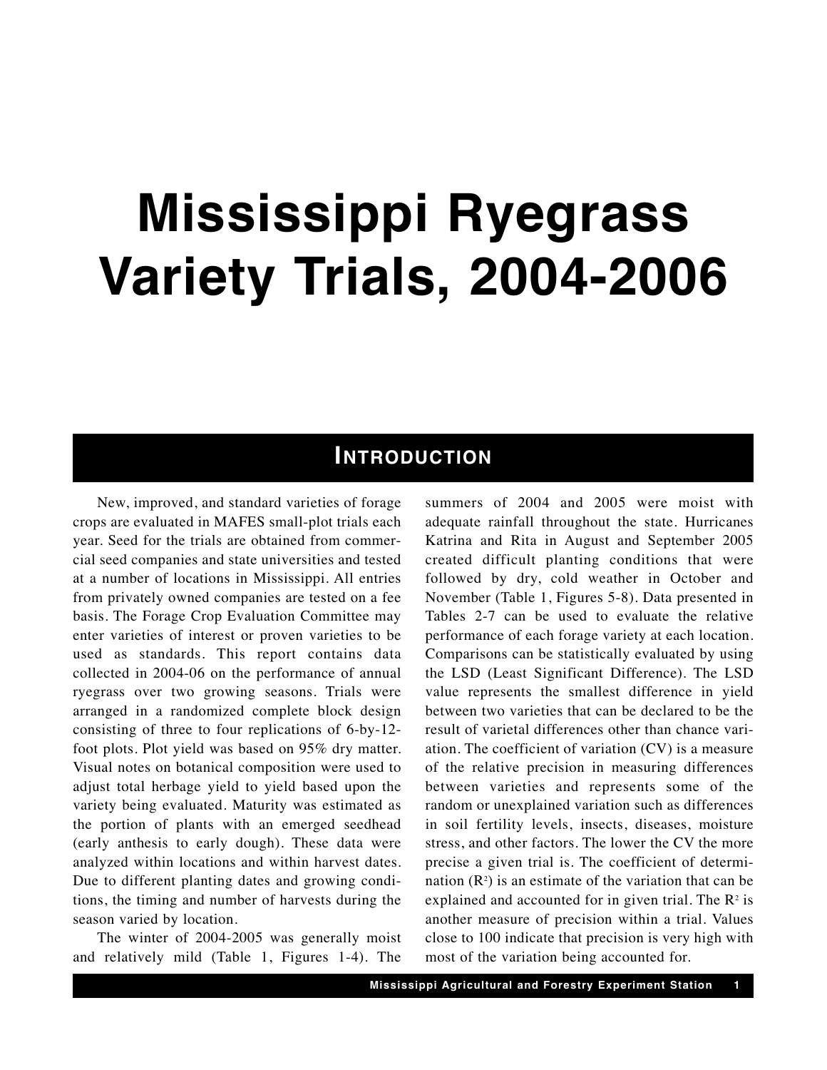# Mississippi Ryegrass Variety Trials, 2004-2006

## Introduction

New, improved, and standard varieties of forage crops are evaluated in MAFES small-plot trials each year. Seed for the trials are obtained from commercial seed companies and state universities and tested at a number of locations in Mississippi. All entries from privately owned companies are tested on a fee basis. The Forage Crop Evaluation Committee may enter varieties of interest or proven varieties to be used as standards. This report contains data collected in 2004-06 on the performance of annual ryegrass over two growing seasons. Trials were arranged in a randomized complete block design consisting of three to four replications of 6-by-12-foot plots. Plot yield was based on 95% dry matter. Visual notes on botanical composition were used to adjust total herbage yield to yield based upon the variety being evaluated. Maturity was estimated as the portion of plants with an emerged seedhead (early anthesis to early dough). These data were analyzed within locations and within harvest dates. Due to different planting dates and growing conditions, the timing and number of harvests during the season varied by location.

The winter of 2004-2005 was generally moist and relatively mild (Table 1, Figures 1-4). The summers of 2004 and 2005 were moist with adequate rainfall throughout the state. Hurricanes Katrina and Rita in August and September 2005 created difficult planting conditions that were followed by dry, cold weather in October and November (Table 1, Figures 5-8). Data presented in Tables 2-7 can be used to evaluate the relative performance of each forage variety at each location. Comparisons can be statistically evaluated by using the LSD (Least Significant Difference). The LSD value represents the smallest difference in yield between two varieties that can be declared to be the result of varietal differences other than chance variation. The coefficient of variation (CV) is a measure of the relative precision in measuring differences between varieties and represents some of the random or unexplained variation such as differences in soil fertility levels, insects, diseases, moisture stress, and other factors. The lower the CV the more precise a given trial is. The coefficient of determination ($R^2$) is an estimate of the variation that can be explained and accounted for in given trial. The $R^2$ is another measure of precision within a trial. Values close to 100 indicate that precision is very high with most of the variation being accounted for.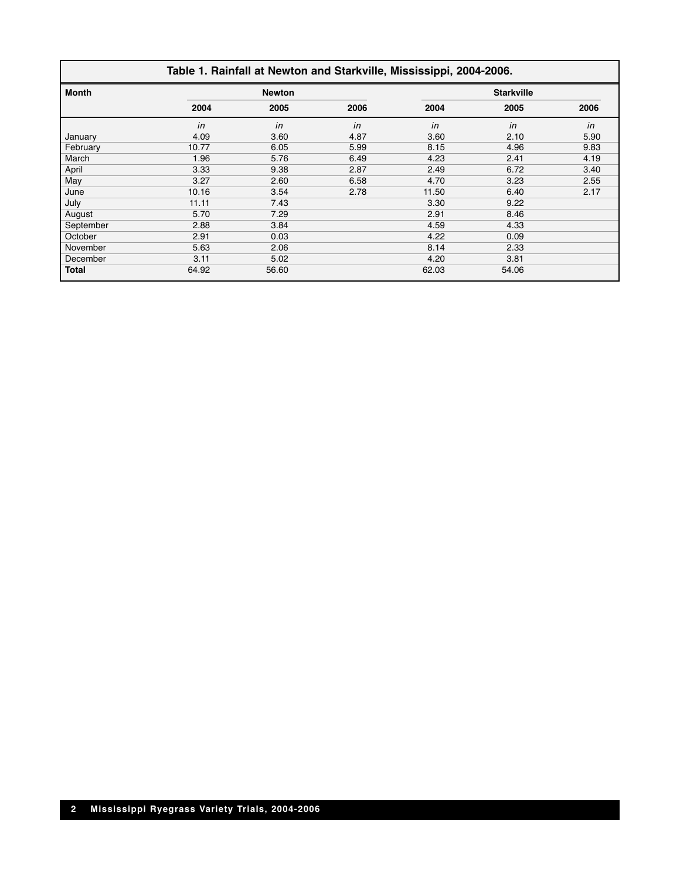**Table 1. Rainfall at Newton and Starkville, Mississippi, 2004-2006.**

| Month | Newton | | | Starkville | | |
|---|---|---|---|---|---|---|
| | 2004 | 2005 | 2006 | 2004 | 2005 | 2006 |
| | *in* | *in* | *in* | *in* | *in* | *in* |
| January | 4.09 | 3.60 | 4.87 | 3.60 | 2.10 | 5.90 |
| February | 10.77 | 6.05 | 5.99 | 8.15 | 4.96 | 9.83 |
| March | 1.96 | 5.76 | 6.49 | 4.23 | 2.41 | 4.19 |
| April | 3.33 | 9.38 | 2.87 | 2.49 | 6.72 | 3.40 |
| May | 3.27 | 2.60 | 6.58 | 4.70 | 3.23 | 2.55 |
| June | 10.16 | 3.54 | 2.78 | 11.50 | 6.40 | 2.17 |
| July | 11.11 | 7.43 | | 3.30 | 9.22 | |
| August | 5.70 | 7.29 | | 2.91 | 8.46 | |
| September | 2.88 | 3.84 | | 4.59 | 4.33 | |
| October | 2.91 | 0.03 | | 4.22 | 0.09 | |
| November | 5.63 | 2.06 | | 8.14 | 2.33 | |
| December | 3.11 | 5.02 | | 4.20 | 3.81 | |
| **Total** | 64.92 | 56.60 | | 62.03 | 54.06 | |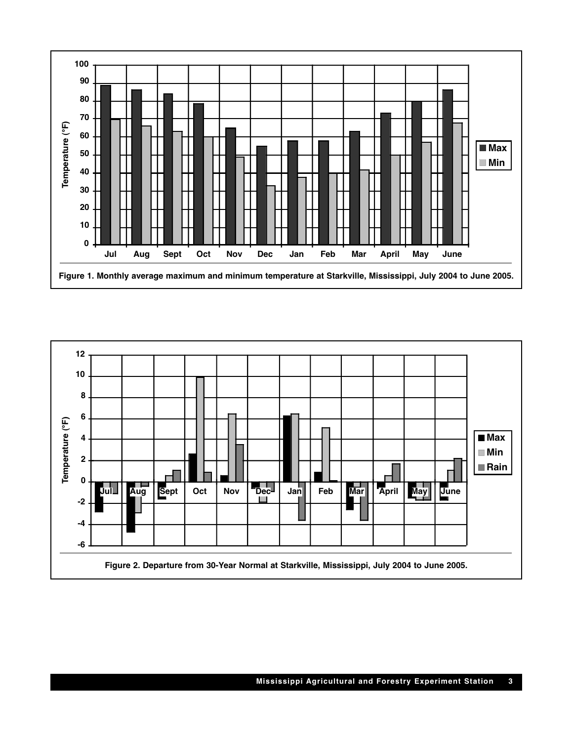Figure 1. Monthly average maximum and minimum temperature at Starkville, Mississippi, July 2004 to June 2005.

Figure 2. Departure from 30-Year Normal at Starkville, Mississippi, July 2004 to June 2005.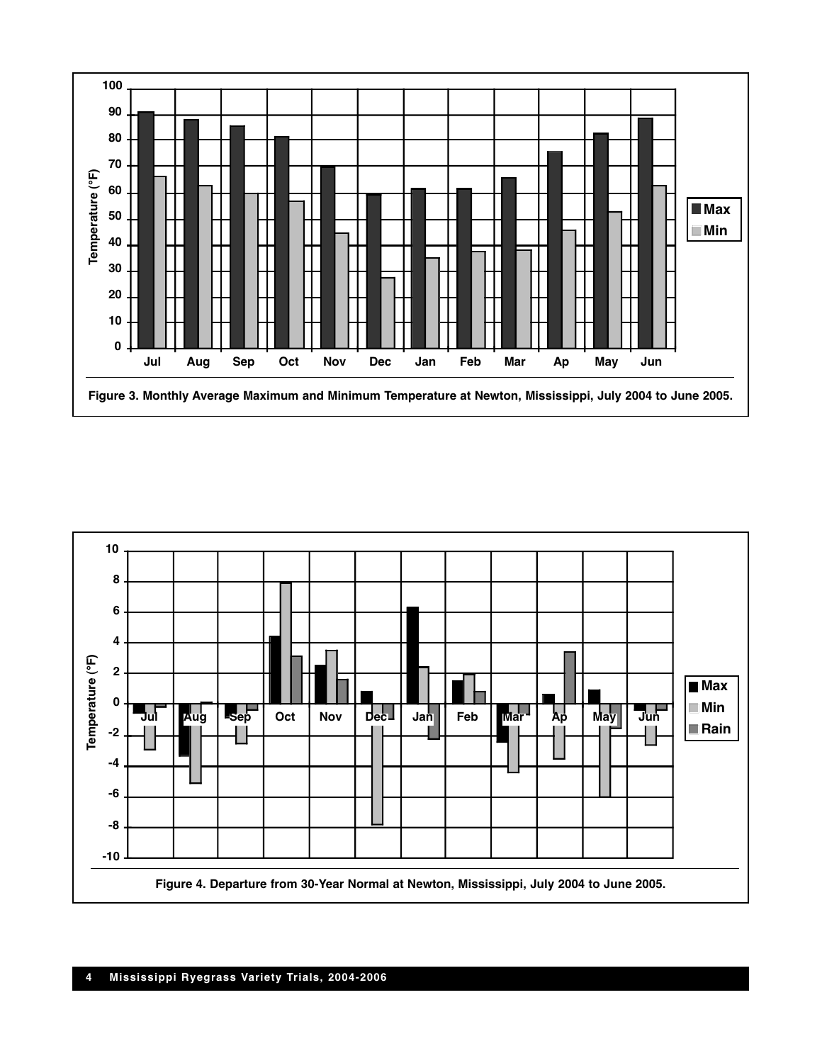Figure 3. Monthly Average Maximum and Minimum Temperature at Newton, Mississippi, July 2004 to June 2005.

Figure 4. Departure from 30-Year Normal at Newton, Mississippi, July 2004 to June 2005.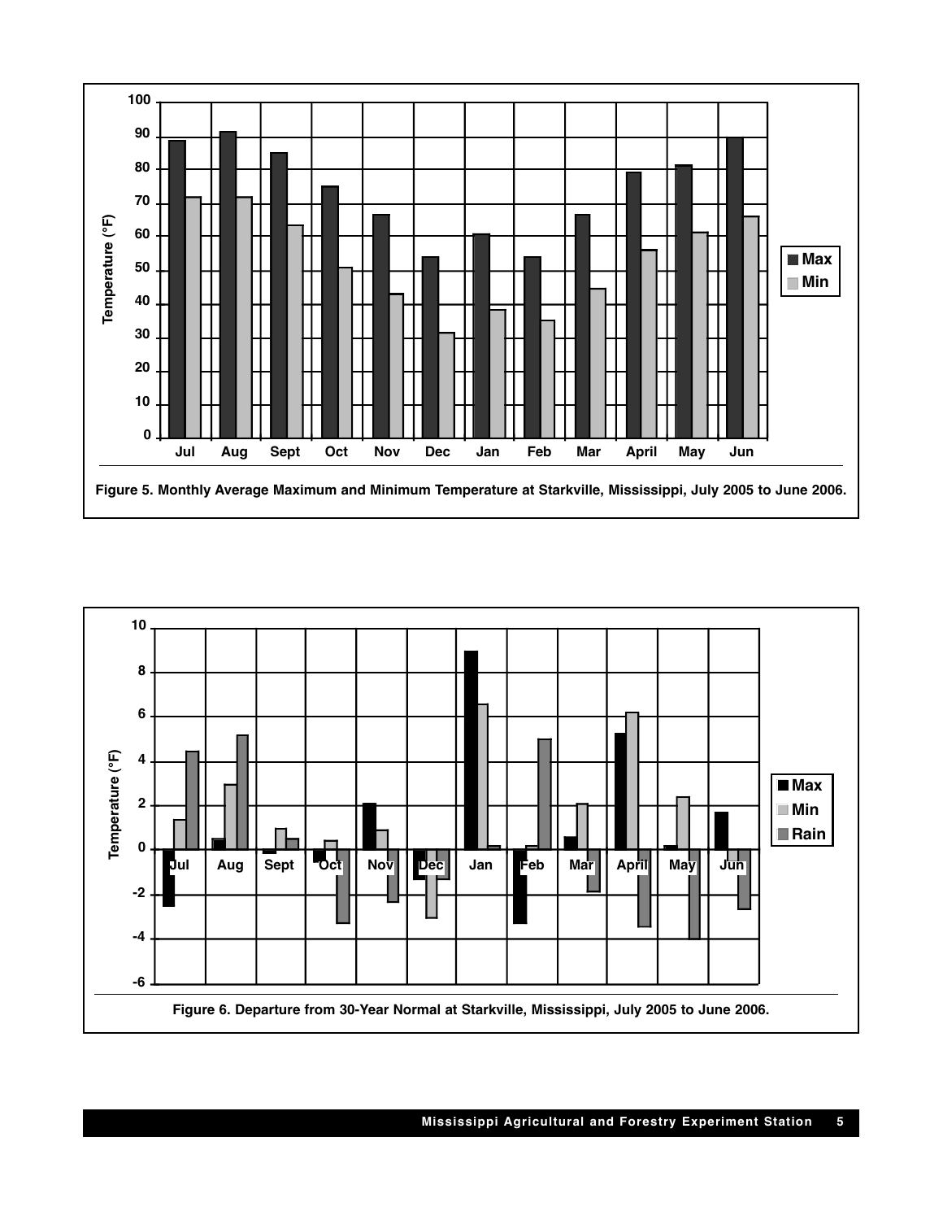Figure 5. Monthly Average Maximum and Minimum Temperature at Starkville, Mississippi, July 2005 to June 2006.

Figure 6. Departure from 30-Year Normal at Starkville, Mississippi, July 2005 to June 2006.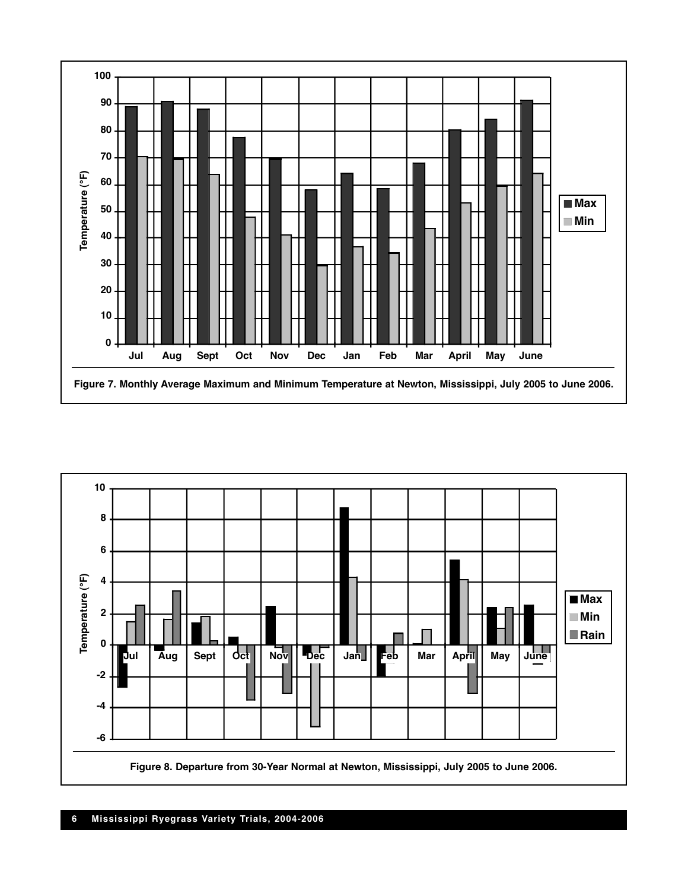Figure 7. Monthly Average Maximum and Minimum Temperature at Newton, Mississippi, July 2005 to June 2006.

Figure 8. Departure from 30-Year Normal at Newton, Mississippi, July 2005 to June 2006.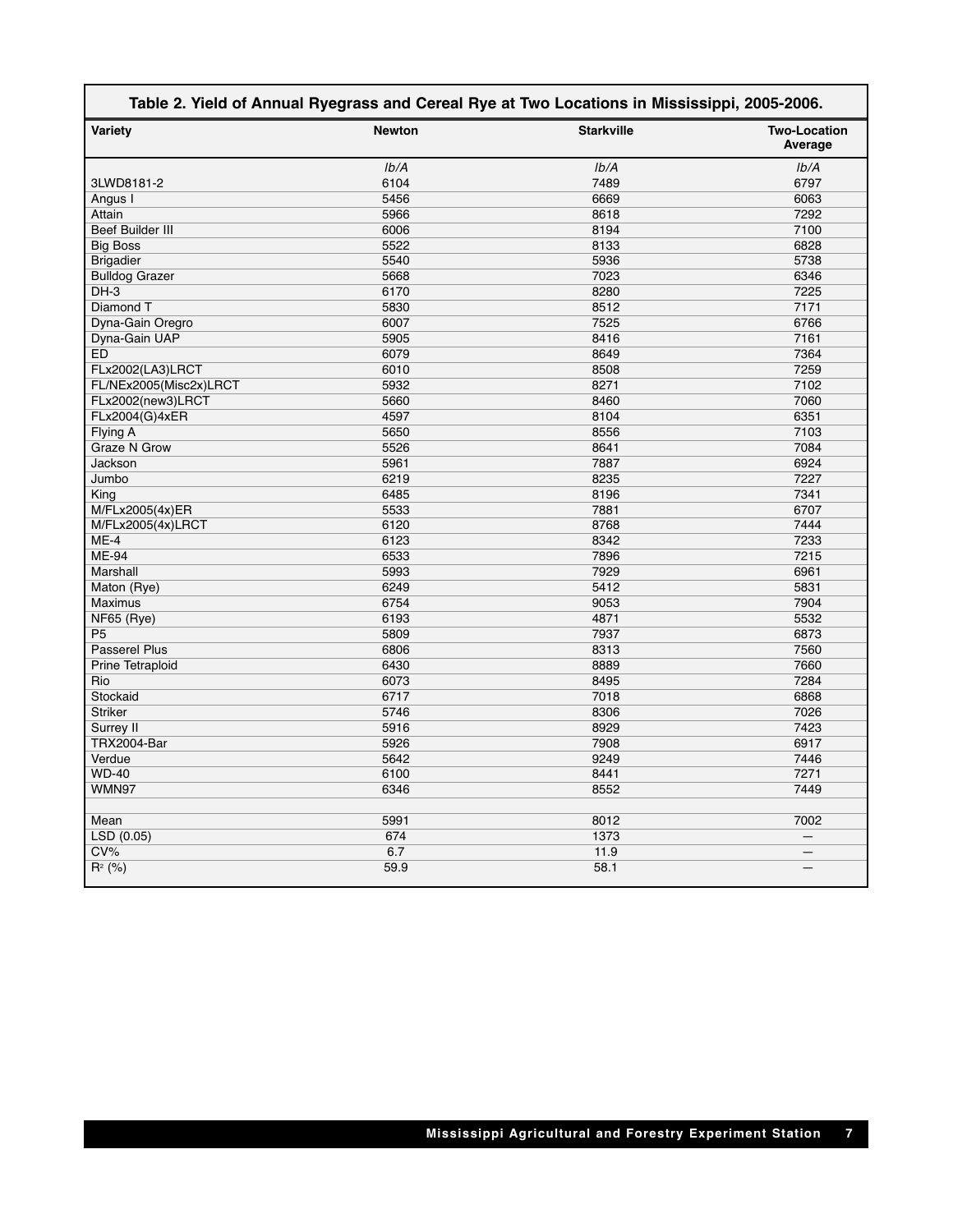## Table 2. Yield of Annual Ryegrass and Cereal Rye at Two Locations in Mississippi, 2005-2006.

| Variety | Newton | Starkville | Two-Location Average |
|---|---|---|---|
| | *lb/A* | *lb/A* | *lb/A* |
| 3LWD8181-2 | 6104 | 7489 | 6797 |
| Angus I | 5456 | 6669 | 6063 |
| Attain | 5966 | 8618 | 7292 |
| Beef Builder III | 6006 | 8194 | 7100 |
| Big Boss | 5522 | 8133 | 6828 |
| Brigadier | 5540 | 5936 | 5738 |
| Bulldog Grazer | 5668 | 7023 | 6346 |
| DH-3 | 6170 | 8280 | 7225 |
| Diamond T | 5830 | 8512 | 7171 |
| Dyna-Gain Oregro | 6007 | 7525 | 6766 |
| Dyna-Gain UAP | 5905 | 8416 | 7161 |
| ED | 6079 | 8649 | 7364 |
| FLx2002(LA3)LRCT | 6010 | 8508 | 7259 |
| FL/NEx2005(Misc2x)LRCT | 5932 | 8271 | 7102 |
| FLx2002(new3)LRCT | 5660 | 8460 | 7060 |
| FLx2004(G)4xER | 4597 | 8104 | 6351 |
| Flying A | 5650 | 8556 | 7103 |
| Graze N Grow | 5526 | 8641 | 7084 |
| Jackson | 5961 | 7887 | 6924 |
| Jumbo | 6219 | 8235 | 7227 |
| King | 6485 | 8196 | 7341 |
| M/FLx2005(4x)ER | 5533 | 7881 | 6707 |
| M/FLx2005(4x)LRCT | 6120 | 8768 | 7444 |
| ME-4 | 6123 | 8342 | 7233 |
| ME-94 | 6533 | 7896 | 7215 |
| Marshall | 5993 | 7929 | 6961 |
| Maton (Rye) | 6249 | 5412 | 5831 |
| Maximus | 6754 | 9053 | 7904 |
| NF65 (Rye) | 6193 | 4871 | 5532 |
| P5 | 5809 | 7937 | 6873 |
| Passerel Plus | 6806 | 8313 | 7560 |
| Prine Tetraploid | 6430 | 8889 | 7660 |
| Rio | 6073 | 8495 | 7284 |
| Stockaid | 6717 | 7018 | 6868 |
| Striker | 5746 | 8306 | 7026 |
| Surrey II | 5916 | 8929 | 7423 |
| TRX2004-Bar | 5926 | 7908 | 6917 |
| Verdue | 5642 | 9249 | 7446 |
| WD-40 | 6100 | 8441 | 7271 |
| WMN97 | 6346 | 8552 | 7449 |
| | | | |
| Mean | 5991 | 8012 | 7002 |
| LSD (0.05) | 674 | 1373 | — |
| CV% | 6.7 | 11.9 | — |
| $R^2$ (%) | 59.9 | 58.1 | — |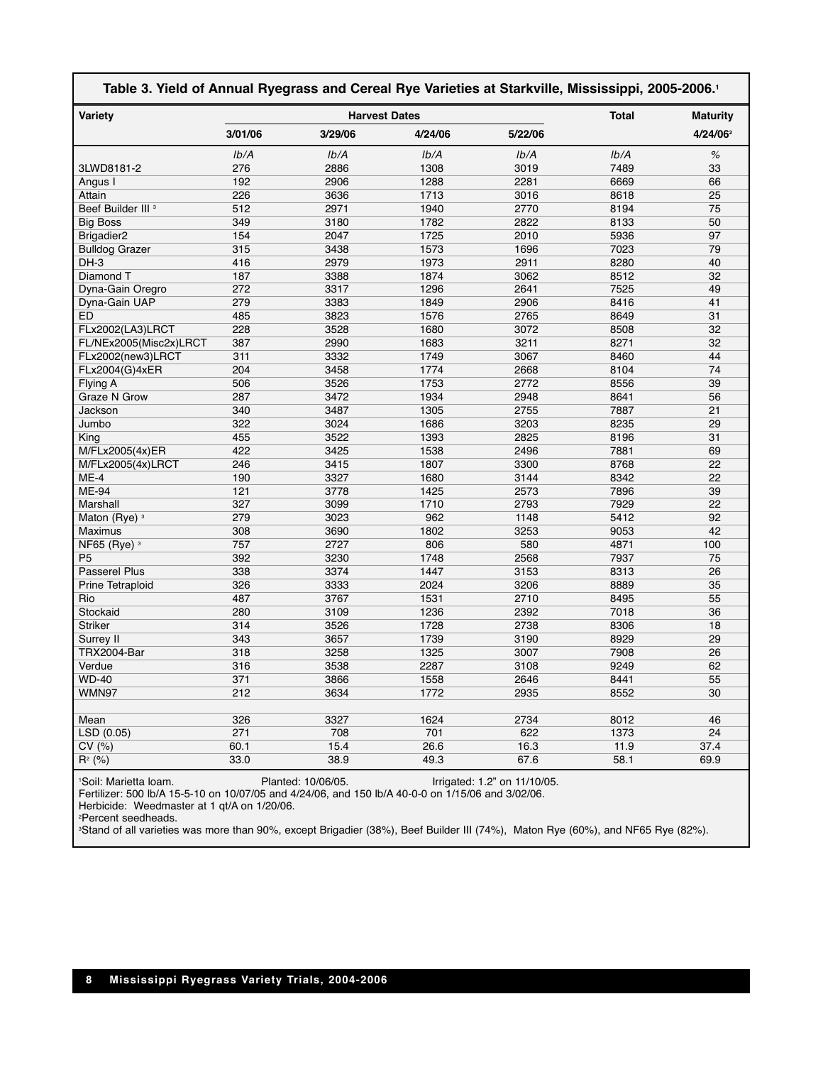## Table 3. Yield of Annual Ryegrass and Cereal Rye Varieties at Starkville, Mississippi, 2005-2006.[1]

| Variety | Harvest Dates | | | | Total | Maturity |
|---|---|---|---|---|---|---|
| | 3/01/06 | 3/29/06 | 4/24/06 | 5/22/06 | | 4/24/06[2] |
| | *lb/A* | *lb/A* | *lb/A* | *lb/A* | *lb/A* | *%* |
| 3LWD8181-2 | 276 | 2886 | 1308 | 3019 | 7489 | 33 |
| Angus I | 192 | 2906 | 1288 | 2281 | 6669 | 66 |
| Attain | 226 | 3636 | 1713 | 3016 | 8618 | 25 |
| Beef Builder III [3] | 512 | 2971 | 1940 | 2770 | 8194 | 75 |
| Big Boss | 349 | 3180 | 1782 | 2822 | 8133 | 50 |
| Brigadier2 | 154 | 2047 | 1725 | 2010 | 5936 | 97 |
| Bulldog Grazer | 315 | 3438 | 1573 | 1696 | 7023 | 79 |
| DH-3 | 416 | 2979 | 1973 | 2911 | 8280 | 40 |
| Diamond T | 187 | 3388 | 1874 | 3062 | 8512 | 32 |
| Dyna-Gain Oregro | 272 | 3317 | 1296 | 2641 | 7525 | 49 |
| Dyna-Gain UAP | 279 | 3383 | 1849 | 2906 | 8416 | 41 |
| ED | 485 | 3823 | 1576 | 2765 | 8649 | 31 |
| FLx2002(LA3)LRCT | 228 | 3528 | 1680 | 3072 | 8508 | 32 |
| FL/NEx2005(Misc2x)LRCT | 387 | 2990 | 1683 | 3211 | 8271 | 32 |
| FLx2002(new3)LRCT | 311 | 3332 | 1749 | 3067 | 8460 | 44 |
| FLx2004(G)4xER | 204 | 3458 | 1774 | 2668 | 8104 | 74 |
| Flying A | 506 | 3526 | 1753 | 2772 | 8556 | 39 |
| Graze N Grow | 287 | 3472 | 1934 | 2948 | 8641 | 56 |
| Jackson | 340 | 3487 | 1305 | 2755 | 7887 | 21 |
| Jumbo | 322 | 3024 | 1686 | 3203 | 8235 | 29 |
| King | 455 | 3522 | 1393 | 2825 | 8196 | 31 |
| M/FLx2005(4x)ER | 422 | 3425 | 1538 | 2496 | 7881 | 69 |
| M/FLx2005(4x)LRCT | 246 | 3415 | 1807 | 3300 | 8768 | 22 |
| ME-4 | 190 | 3327 | 1680 | 3144 | 8342 | 22 |
| ME-94 | 121 | 3778 | 1425 | 2573 | 7896 | 39 |
| Marshall | 327 | 3099 | 1710 | 2793 | 7929 | 22 |
| Maton (Rye) [3] | 279 | 3023 | 962 | 1148 | 5412 | 92 |
| Maximus | 308 | 3690 | 1802 | 3253 | 9053 | 42 |
| NF65 (Rye) [3] | 757 | 2727 | 806 | 580 | 4871 | 100 |
| P5 | 392 | 3230 | 1748 | 2568 | 7937 | 75 |
| Passerel Plus | 338 | 3374 | 1447 | 3153 | 8313 | 26 |
| Prine Tetraploid | 326 | 3333 | 2024 | 3206 | 8889 | 35 |
| Rio | 487 | 3767 | 1531 | 2710 | 8495 | 55 |
| Stockaid | 280 | 3109 | 1236 | 2392 | 7018 | 36 |
| Striker | 314 | 3526 | 1728 | 2738 | 8306 | 18 |
| Surrey II | 343 | 3657 | 1739 | 3190 | 8929 | 29 |
| TRX2004-Bar | 318 | 3258 | 1325 | 3007 | 7908 | 26 |
| Verdue | 316 | 3538 | 2287 | 3108 | 9249 | 62 |
| WD-40 | 371 | 3866 | 1558 | 2646 | 8441 | 55 |
| WMN97 | 212 | 3634 | 1772 | 2935 | 8552 | 30 |
| | | | | | | |
| Mean | 326 | 3327 | 1624 | 2734 | 8012 | 46 |
| LSD (0.05) | 271 | 708 | 701 | 622 | 1373 | 24 |
| CV (%) | 60.1 | 15.4 | 26.6 | 16.3 | 11.9 | 37.4 |
| $R^2$ (%) | 33.0 | 38.9 | 49.3 | 67.6 | 58.1 | 69.9 |

[1]Soil: Marietta loam. Planted: 10/06/05. Irrigated: 1.2" on 11/10/05.
Fertilizer: 500 lb/A 15-5-10 on 10/07/05 and 4/24/06, and 150 lb/A 40-0-0 on 1/15/06 and 3/02/06.
Herbicide: Weedmaster at 1 qt/A on 1/20/06.
[2]Percent seedheads.
[3]Stand of all varieties was more than 90%, except Brigadier (38%), Beef Builder III (74%), Maton Rye (60%), and NF65 Rye (82%).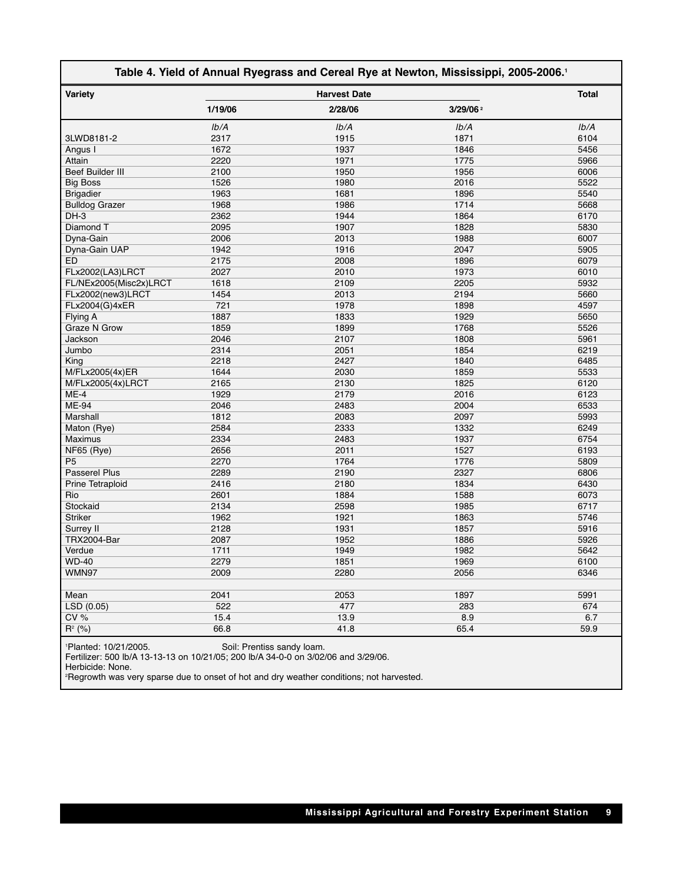## Table 4. Yield of Annual Ryegrass and Cereal Rye at Newton, Mississippi, 2005-2006.[1]

| Variety | Harvest Date | | | Total |
|---|---|---|---|---|
| | 1/19/06 | 2/28/06 | 3/29/06[2] | |
| | *lb/A* | *lb/A* | *lb/A* | *lb/A* |
| 3LWD8181-2 | 2317 | 1915 | 1871 | 6104 |
| Angus I | 1672 | 1937 | 1846 | 5456 |
| Attain | 2220 | 1971 | 1775 | 5966 |
| Beef Builder III | 2100 | 1950 | 1956 | 6006 |
| Big Boss | 1526 | 1980 | 2016 | 5522 |
| Brigadier | 1963 | 1681 | 1896 | 5540 |
| Bulldog Grazer | 1968 | 1986 | 1714 | 5668 |
| DH-3 | 2362 | 1944 | 1864 | 6170 |
| Diamond T | 2095 | 1907 | 1828 | 5830 |
| Dyna-Gain | 2006 | 2013 | 1988 | 6007 |
| Dyna-Gain UAP | 1942 | 1916 | 2047 | 5905 |
| ED | 2175 | 2008 | 1896 | 6079 |
| FLx2002(LA3)LRCT | 2027 | 2010 | 1973 | 6010 |
| FL/NEx2005(Misc2x)LRCT | 1618 | 2109 | 2205 | 5932 |
| FLx2002(new3)LRCT | 1454 | 2013 | 2194 | 5660 |
| FLx2004(G)4xER | 721 | 1978 | 1898 | 4597 |
| Flying A | 1887 | 1833 | 1929 | 5650 |
| Graze N Grow | 1859 | 1899 | 1768 | 5526 |
| Jackson | 2046 | 2107 | 1808 | 5961 |
| Jumbo | 2314 | 2051 | 1854 | 6219 |
| King | 2218 | 2427 | 1840 | 6485 |
| M/FLx2005(4x)ER | 1644 | 2030 | 1859 | 5533 |
| M/FLx2005(4x)LRCT | 2165 | 2130 | 1825 | 6120 |
| ME-4 | 1929 | 2179 | 2016 | 6123 |
| ME-94 | 2046 | 2483 | 2004 | 6533 |
| Marshall | 1812 | 2083 | 2097 | 5993 |
| Maton (Rye) | 2584 | 2333 | 1332 | 6249 |
| Maximus | 2334 | 2483 | 1937 | 6754 |
| NF65 (Rye) | 2656 | 2011 | 1527 | 6193 |
| P5 | 2270 | 1764 | 1776 | 5809 |
| Passerel Plus | 2289 | 2190 | 2327 | 6806 |
| Prine Tetraploid | 2416 | 2180 | 1834 | 6430 |
| Rio | 2601 | 1884 | 1588 | 6073 |
| Stockaid | 2134 | 2598 | 1985 | 6717 |
| Striker | 1962 | 1921 | 1863 | 5746 |
| Surrey II | 2128 | 1931 | 1857 | 5916 |
| TRX2004-Bar | 2087 | 1952 | 1886 | 5926 |
| Verdue | 1711 | 1949 | 1982 | 5642 |
| WD-40 | 2279 | 1851 | 1969 | 6100 |
| WMN97 | 2009 | 2280 | 2056 | 6346 |
| | | | | |
| Mean | 2041 | 2053 | 1897 | 5991 |
| LSD (0.05) | 522 | 477 | 283 | 674 |
| CV % | 15.4 | 13.9 | 8.9 | 6.7 |
| $R^2$ (%) | 66.8 | 41.8 | 65.4 | 59.9 |

[1]Planted: 10/21/2005. Soil: Prentiss sandy loam.
Fertilizer: 500 lb/A 13-13-13 on 10/21/05; 200 lb/A 34-0-0 on 3/02/06 and 3/29/06.
Herbicide: None.
[2]Regrowth was very sparse due to onset of hot and dry weather conditions; not harvested.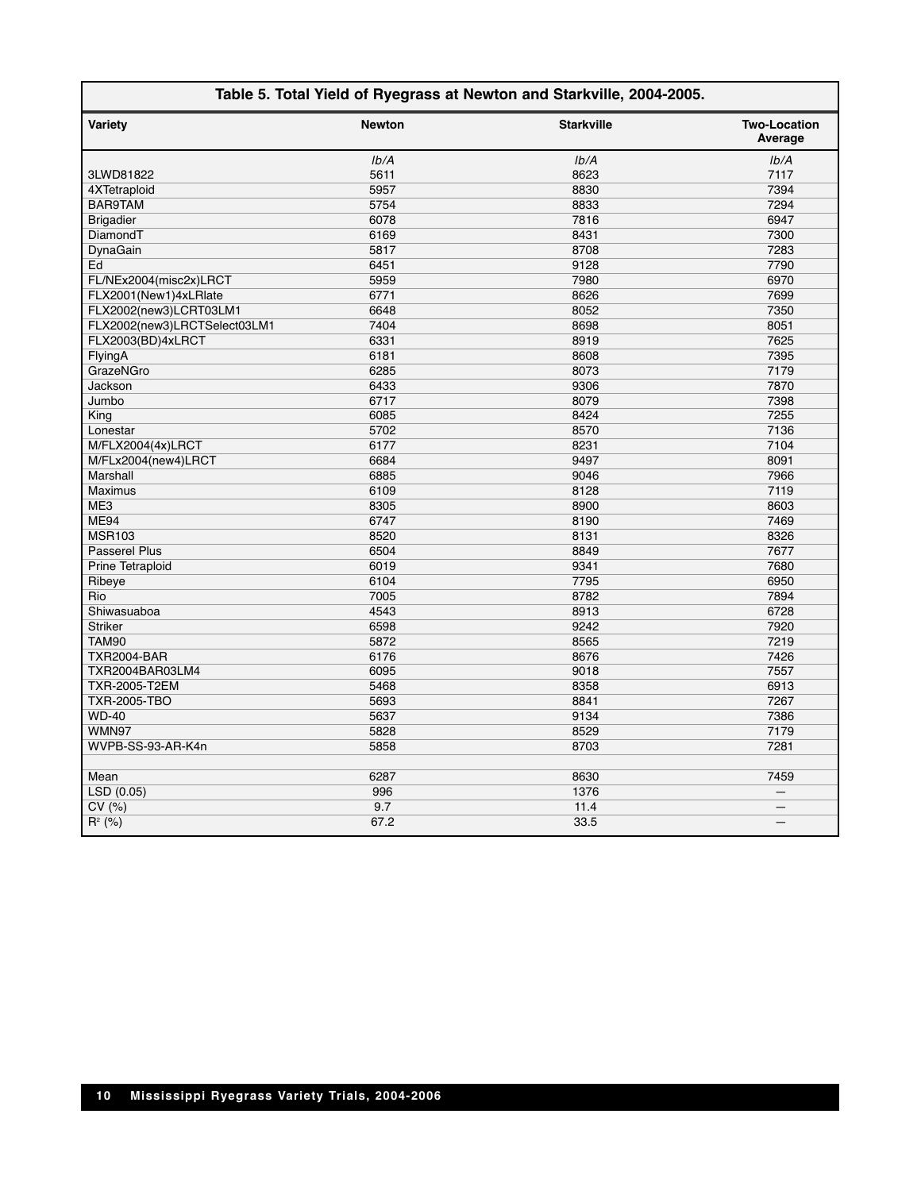| Table 5. Total Yield of Ryegrass at Newton and Starkville, 2004-2005. | | | |
|---|---|---|---|
| **Variety** | **Newton** | **Starkville** | **Two-Location Average** |
| | *lb/A* | *lb/A* | *lb/A* |
| 3LWD81822 | 5611 | 8623 | 7117 |
| 4XTetraploid | 5957 | 8830 | 7394 |
| BAR9TAM | 5754 | 8833 | 7294 |
| Brigadier | 6078 | 7816 | 6947 |
| DiamondT | 6169 | 8431 | 7300 |
| DynaGain | 5817 | 8708 | 7283 |
| Ed | 6451 | 9128 | 7790 |
| FL/NEx2004(misc2x)LRCT | 5959 | 7980 | 6970 |
| FLX2001(New1)4xLRlate | 6771 | 8626 | 7699 |
| FLX2002(new3)LCRT03LM1 | 6648 | 8052 | 7350 |
| FLX2002(new3)LRCTSelect03LM1 | 7404 | 8698 | 8051 |
| FLX2003(BD)4xLRCT | 6331 | 8919 | 7625 |
| FlyingA | 6181 | 8608 | 7395 |
| GrazeNGro | 6285 | 8073 | 7179 |
| Jackson | 6433 | 9306 | 7870 |
| Jumbo | 6717 | 8079 | 7398 |
| King | 6085 | 8424 | 7255 |
| Lonestar | 5702 | 8570 | 7136 |
| M/FLX2004(4x)LRCT | 6177 | 8231 | 7104 |
| M/FLx2004(new4)LRCT | 6684 | 9497 | 8091 |
| Marshall | 6885 | 9046 | 7966 |
| Maximus | 6109 | 8128 | 7119 |
| ME3 | 8305 | 8900 | 8603 |
| ME94 | 6747 | 8190 | 7469 |
| MSR103 | 8520 | 8131 | 8326 |
| Passerel Plus | 6504 | 8849 | 7677 |
| Prine Tetraploid | 6019 | 9341 | 7680 |
| Ribeye | 6104 | 7795 | 6950 |
| Rio | 7005 | 8782 | 7894 |
| Shiwasuaboa | 4543 | 8913 | 6728 |
| Striker | 6598 | 9242 | 7920 |
| TAM90 | 5872 | 8565 | 7219 |
| TXR2004-BAR | 6176 | 8676 | 7426 |
| TXR2004BAR03LM4 | 6095 | 9018 | 7557 |
| TXR-2005-T2EM | 5468 | 8358 | 6913 |
| TXR-2005-TBO | 5693 | 8841 | 7267 |
| WD-40 | 5637 | 9134 | 7386 |
| WMN97 | 5828 | 8529 | 7179 |
| WVPB-SS-93-AR-K4n | 5858 | 8703 | 7281 |
| | | | |
| Mean | 6287 | 8630 | 7459 |
| LSD (0.05) | 996 | 1376 | — |
| CV (%) | 9.7 | 11.4 | — |
| $R^2$ (%) | 67.2 | 33.5 | — |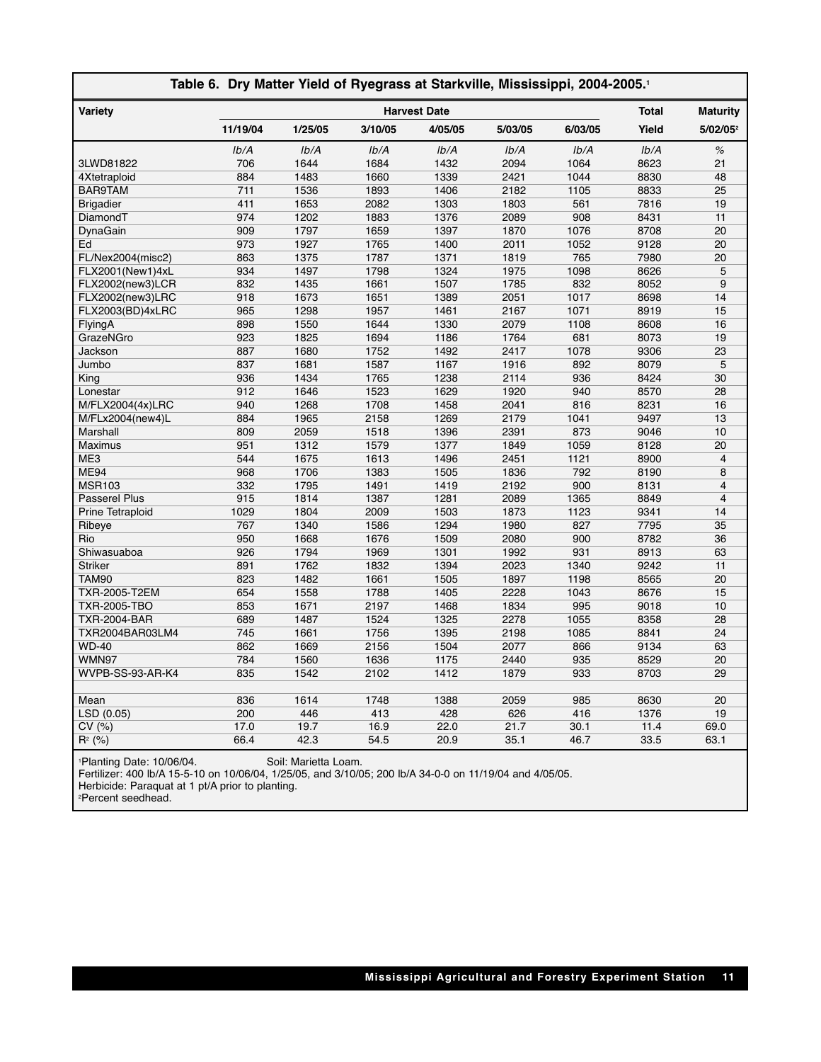## Table 6. Dry Matter Yield of Ryegrass at Starkville, Mississippi, 2004-2005.[1]

| Variety | Harvest Date | | | | | | Total | Maturity |
|---|---|---|---|---|---|---|---|---|
| | 11/19/04 | 1/25/05 | 3/10/05 | 4/05/05 | 5/03/05 | 6/03/05 | Yield | 5/02/05[2] |
| | *lb/A* | *lb/A* | *lb/A* | *lb/A* | *lb/A* | *lb/A* | *lb/A* | *%* |
| 3LWD81822 | 706 | 1644 | 1684 | 1432 | 2094 | 1064 | 8623 | 21 |
| 4Xtetraploid | 884 | 1483 | 1660 | 1339 | 2421 | 1044 | 8830 | 48 |
| BAR9TAM | 711 | 1536 | 1893 | 1406 | 2182 | 1105 | 8833 | 25 |
| Brigadier | 411 | 1653 | 2082 | 1303 | 1803 | 561 | 7816 | 19 |
| DiamondT | 974 | 1202 | 1883 | 1376 | 2089 | 908 | 8431 | 11 |
| DynaGain | 909 | 1797 | 1659 | 1397 | 1870 | 1076 | 8708 | 20 |
| Ed | 973 | 1927 | 1765 | 1400 | 2011 | 1052 | 9128 | 20 |
| FL/Nex2004(misc2) | 863 | 1375 | 1787 | 1371 | 1819 | 765 | 7980 | 20 |
| FLX2001(New1)4xL | 934 | 1497 | 1798 | 1324 | 1975 | 1098 | 8626 | 5 |
| FLX2002(new3)LCR | 832 | 1435 | 1661 | 1507 | 1785 | 832 | 8052 | 9 |
| FLX2002(new3)LRC | 918 | 1673 | 1651 | 1389 | 2051 | 1017 | 8698 | 14 |
| FLX2003(BD)4xLRC | 965 | 1298 | 1957 | 1461 | 2167 | 1071 | 8919 | 15 |
| FlyingA | 898 | 1550 | 1644 | 1330 | 2079 | 1108 | 8608 | 16 |
| GrazeNGro | 923 | 1825 | 1694 | 1186 | 1764 | 681 | 8073 | 19 |
| Jackson | 887 | 1680 | 1752 | 1492 | 2417 | 1078 | 9306 | 23 |
| Jumbo | 837 | 1681 | 1587 | 1167 | 1916 | 892 | 8079 | 5 |
| King | 936 | 1434 | 1765 | 1238 | 2114 | 936 | 8424 | 30 |
| Lonestar | 912 | 1646 | 1523 | 1629 | 1920 | 940 | 8570 | 28 |
| M/FLX2004(4x)LRC | 940 | 1268 | 1708 | 1458 | 2041 | 816 | 8231 | 16 |
| M/FLx2004(new4)L | 884 | 1965 | 2158 | 1269 | 2179 | 1041 | 9497 | 13 |
| Marshall | 809 | 2059 | 1518 | 1396 | 2391 | 873 | 9046 | 10 |
| Maximus | 951 | 1312 | 1579 | 1377 | 1849 | 1059 | 8128 | 20 |
| ME3 | 544 | 1675 | 1613 | 1496 | 2451 | 1121 | 8900 | 4 |
| ME94 | 968 | 1706 | 1383 | 1505 | 1836 | 792 | 8190 | 8 |
| MSR103 | 332 | 1795 | 1491 | 1419 | 2192 | 900 | 8131 | 4 |
| Passerel Plus | 915 | 1814 | 1387 | 1281 | 2089 | 1365 | 8849 | 4 |
| Prine Tetraploid | 1029 | 1804 | 2009 | 1503 | 1873 | 1123 | 9341 | 14 |
| Ribeye | 767 | 1340 | 1586 | 1294 | 1980 | 827 | 7795 | 35 |
| Rio | 950 | 1668 | 1676 | 1509 | 2080 | 900 | 8782 | 36 |
| Shiwasuaboa | 926 | 1794 | 1969 | 1301 | 1992 | 931 | 8913 | 63 |
| Striker | 891 | 1762 | 1832 | 1394 | 2023 | 1340 | 9242 | 11 |
| TAM90 | 823 | 1482 | 1661 | 1505 | 1897 | 1198 | 8565 | 20 |
| TXR-2005-T2EM | 654 | 1558 | 1788 | 1405 | 2228 | 1043 | 8676 | 15 |
| TXR-2005-TBO | 853 | 1671 | 2197 | 1468 | 1834 | 995 | 9018 | 10 |
| TXR-2004-BAR | 689 | 1487 | 1524 | 1325 | 2278 | 1055 | 8358 | 28 |
| TXR2004BAR03LM4 | 745 | 1661 | 1756 | 1395 | 2198 | 1085 | 8841 | 24 |
| WD-40 | 862 | 1669 | 2156 | 1504 | 2077 | 866 | 9134 | 63 |
| WMN97 | 784 | 1560 | 1636 | 1175 | 2440 | 935 | 8529 | 20 |
| WVPB-SS-93-AR-K4 | 835 | 1542 | 2102 | 1412 | 1879 | 933 | 8703 | 29 |
| Mean | 836 | 1614 | 1748 | 1388 | 2059 | 985 | 8630 | 20 |
| LSD (0.05) | 200 | 446 | 413 | 428 | 626 | 416 | 1376 | 19 |
| CV (%) | 17.0 | 19.7 | 16.9 | 22.0 | 21.7 | 30.1 | 11.4 | 69.0 |
| $R^2$ (%) | 66.4 | 42.3 | 54.5 | 20.9 | 35.1 | 46.7 | 33.5 | 63.1 |

[1]Planting Date: 10/06/04. Soil: Marietta Loam.
Fertilizer: 400 lb/A 15-5-10 on 10/06/04, 1/25/05, and 3/10/05; 200 lb/A 34-0-0 on 11/19/04 and 4/05/05.
Herbicide: Paraquat at 1 pt/A prior to planting.
[2]Percent seedhead.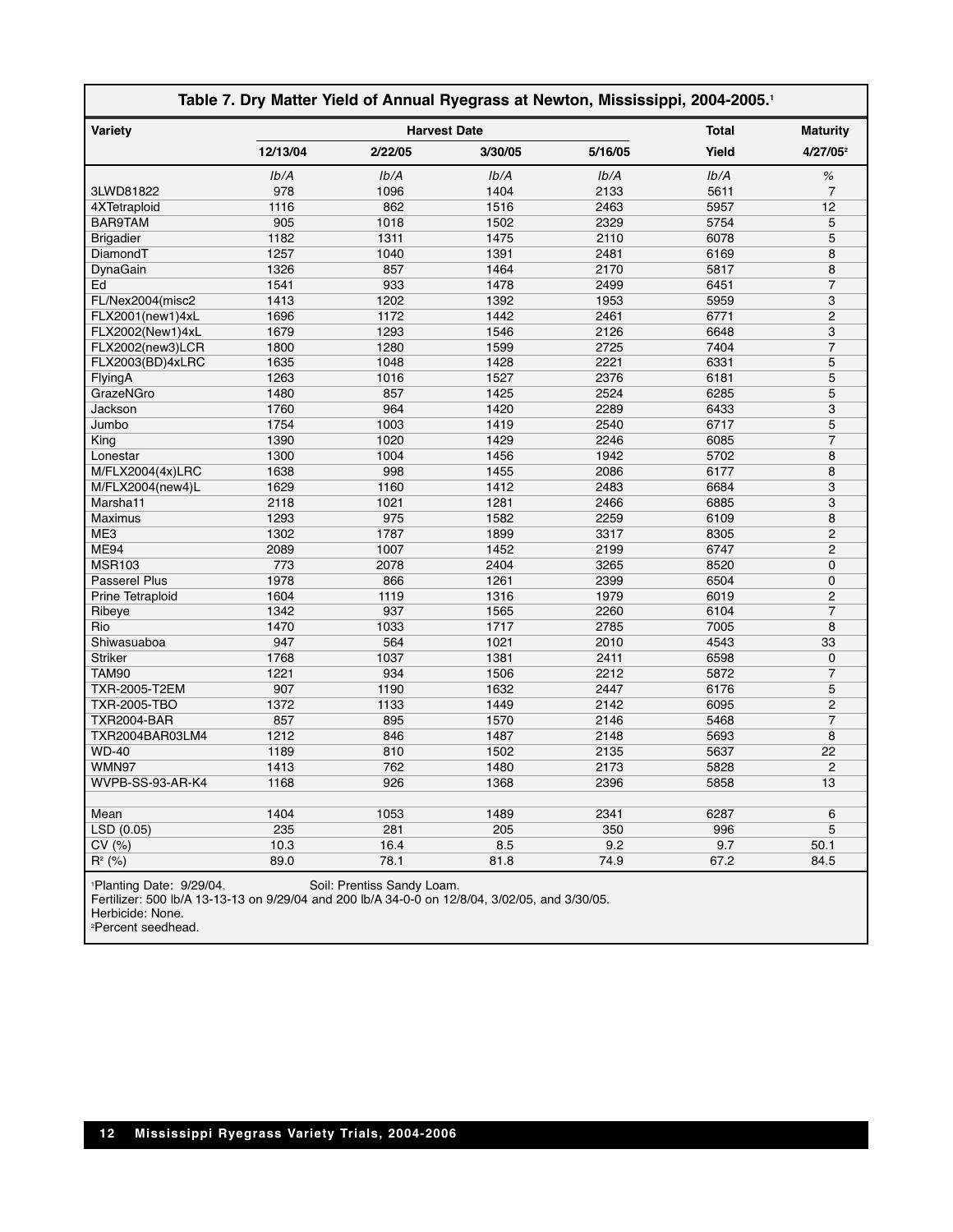## Table 7. Dry Matter Yield of Annual Ryegrass at Newton, Mississippi, 2004-2005.[1]

| Variety | Harvest Date | | | | Total | Maturity |
|---|---|---|---|---|---|---|
| | 12/13/04 | 2/22/05 | 3/30/05 | 5/16/05 | Yield | 4/27/05[2] |
| | *lb/A* | *lb/A* | *lb/A* | *lb/A* | *lb/A* | *%* |
| 3LWD81822 | 978 | 1096 | 1404 | 2133 | 5611 | 7 |
| 4XTetraploid | 1116 | 862 | 1516 | 2463 | 5957 | 12 |
| BAR9TAM | 905 | 1018 | 1502 | 2329 | 5754 | 5 |
| Brigadier | 1182 | 1311 | 1475 | 2110 | 6078 | 5 |
| DiamondT | 1257 | 1040 | 1391 | 2481 | 6169 | 8 |
| DynaGain | 1326 | 857 | 1464 | 2170 | 5817 | 8 |
| Ed | 1541 | 933 | 1478 | 2499 | 6451 | 7 |
| FL/Nex2004(misc2 | 1413 | 1202 | 1392 | 1953 | 5959 | 3 |
| FLX2001(new1)4xL | 1696 | 1172 | 1442 | 2461 | 6771 | 2 |
| FLX2002(New1)4xL | 1679 | 1293 | 1546 | 2126 | 6648 | 3 |
| FLX2002(new3)LCR | 1800 | 1280 | 1599 | 2725 | 7404 | 7 |
| FLX2003(BD)4xLRC | 1635 | 1048 | 1428 | 2221 | 6331 | 5 |
| FlyingA | 1263 | 1016 | 1527 | 2376 | 6181 | 5 |
| GrazeNGro | 1480 | 857 | 1425 | 2524 | 6285 | 5 |
| Jackson | 1760 | 964 | 1420 | 2289 | 6433 | 3 |
| Jumbo | 1754 | 1003 | 1419 | 2540 | 6717 | 5 |
| King | 1390 | 1020 | 1429 | 2246 | 6085 | 7 |
| Lonestar | 1300 | 1004 | 1456 | 1942 | 5702 | 8 |
| M/FLX2004(4x)LRC | 1638 | 998 | 1455 | 2086 | 6177 | 8 |
| M/FLX2004(new4)L | 1629 | 1160 | 1412 | 2483 | 6684 | 3 |
| Marsha11 | 2118 | 1021 | 1281 | 2466 | 6885 | 3 |
| Maximus | 1293 | 975 | 1582 | 2259 | 6109 | 8 |
| ME3 | 1302 | 1787 | 1899 | 3317 | 8305 | 2 |
| ME94 | 2089 | 1007 | 1452 | 2199 | 6747 | 2 |
| MSR103 | 773 | 2078 | 2404 | 3265 | 8520 | 0 |
| Passerel Plus | 1978 | 866 | 1261 | 2399 | 6504 | 0 |
| Prine Tetraploid | 1604 | 1119 | 1316 | 1979 | 6019 | 2 |
| Ribeye | 1342 | 937 | 1565 | 2260 | 6104 | 7 |
| Rio | 1470 | 1033 | 1717 | 2785 | 7005 | 8 |
| Shiwasuaboa | 947 | 564 | 1021 | 2010 | 4543 | 33 |
| Striker | 1768 | 1037 | 1381 | 2411 | 6598 | 0 |
| TAM90 | 1221 | 934 | 1506 | 2212 | 5872 | 7 |
| TXR-2005-T2EM | 907 | 1190 | 1632 | 2447 | 6176 | 5 |
| TXR-2005-TBO | 1372 | 1133 | 1449 | 2142 | 6095 | 2 |
| TXR2004-BAR | 857 | 895 | 1570 | 2146 | 5468 | 7 |
| TXR2004BAR03LM4 | 1212 | 846 | 1487 | 2148 | 5693 | 8 |
| WD-40 | 1189 | 810 | 1502 | 2135 | 5637 | 22 |
| WMN97 | 1413 | 762 | 1480 | 2173 | 5828 | 2 |
| WVPB-SS-93-AR-K4 | 1168 | 926 | 1368 | 2396 | 5858 | 13 |
| | | | | | | |
| Mean | 1404 | 1053 | 1489 | 2341 | 6287 | 6 |
| LSD (0.05) | 235 | 281 | 205 | 350 | 996 | 5 |
| CV (%) | 10.3 | 16.4 | 8.5 | 9.2 | 9.7 | 50.1 |
| $R^2$ (%) | 89.0 | 78.1 | 81.8 | 74.9 | 67.2 | 84.5 |

[1]Planting Date: 9/29/04. Soil: Prentiss Sandy Loam.
Fertilizer: 500 lb/A 13-13-13 on 9/29/04 and 200 lb/A 34-0-0 on 12/8/04, 3/02/05, and 3/30/05.
Herbicide: None.
[2]Percent seedhead.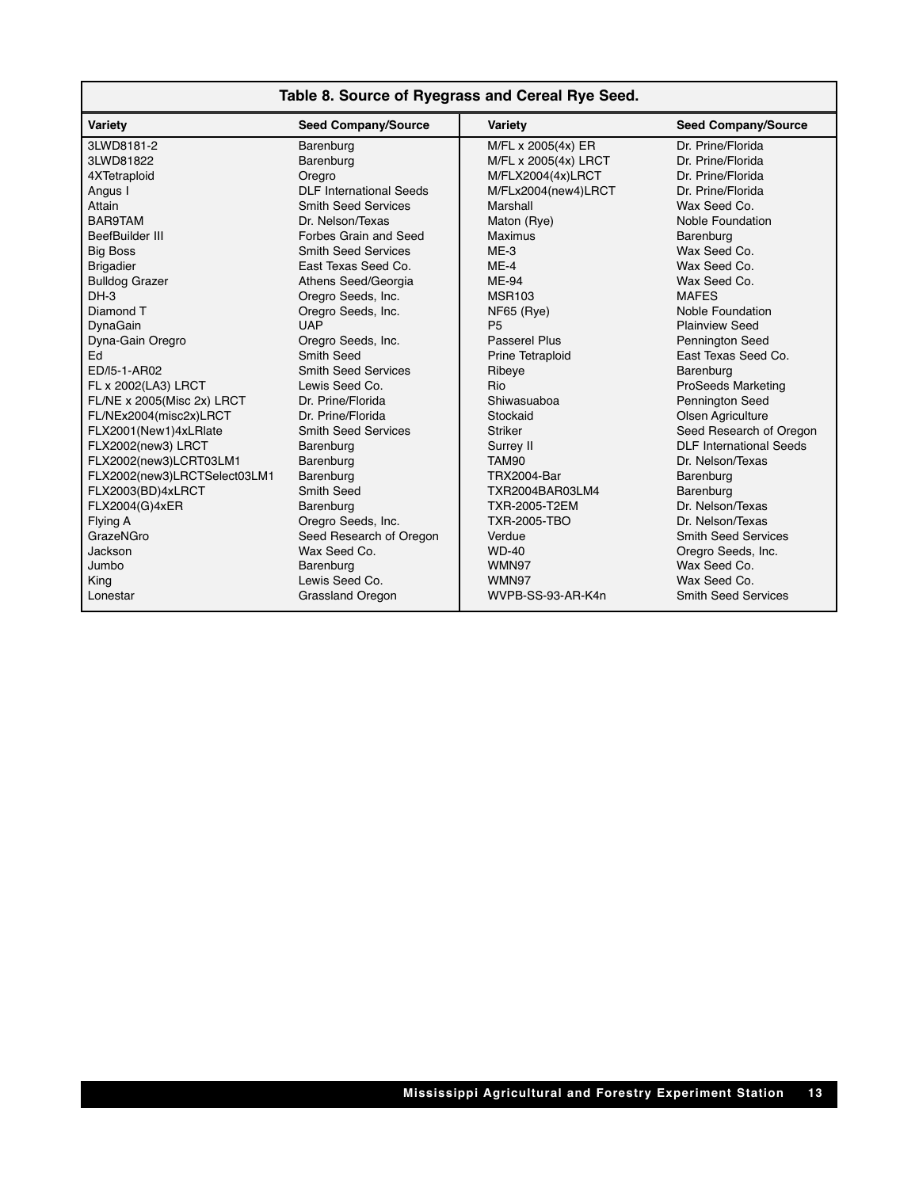**Table 8. Source of Ryegrass and Cereal Rye Seed.**

| Variety | Seed Company/Source | Variety | Seed Company/Source |
|---|---|---|---|
| 3LWD8181-2 | Barenburg | M/FL x 2005(4x) ER | Dr. Prine/Florida |
| 3LWD81822 | Barenburg | M/FL x 2005(4x) LRCT | Dr. Prine/Florida |
| 4XTetraploid | Oregro | M/FLX2004(4x)LRCT | Dr. Prine/Florida |
| Angus I | DLF International Seeds | M/FLx2004(new4)LRCT | Dr. Prine/Florida |
| Attain | Smith Seed Services | Marshall | Wax Seed Co. |
| BAR9TAM | Dr. Nelson/Texas | Maton (Rye) | Noble Foundation |
| BeefBuilder III | Forbes Grain and Seed | Maximus | Barenburg |
| Big Boss | Smith Seed Services | ME-3 | Wax Seed Co. |
| Brigadier | East Texas Seed Co. | ME-4 | Wax Seed Co. |
| Bulldog Grazer | Athens Seed/Georgia | ME-94 | Wax Seed Co. |
| DH-3 | Oregro Seeds, Inc. | MSR103 | MAFES |
| Diamond T | Oregro Seeds, Inc. | NF65 (Rye) | Noble Foundation |
| DynaGain | UAP | P5 | Plainview Seed |
| Dyna-Gain Oregro | Oregro Seeds, Inc. | Passerel Plus | Pennington Seed |
| Ed | Smith Seed | Prine Tetraploid | East Texas Seed Co. |
| ED/l5-1-AR02 | Smith Seed Services | Ribeye | Barenburg |
| FL x 2002(LA3) LRCT | Lewis Seed Co. | Rio | ProSeeds Marketing |
| FL/NE x 2005(Misc 2x) LRCT | Dr. Prine/Florida | Shiwasuaboa | Pennington Seed |
| FL/NEx2004(misc2x)LRCT | Dr. Prine/Florida | Stockaid | Olsen Agriculture |
| FLX2001(New1)4xLRlate | Smith Seed Services | Striker | Seed Research of Oregon |
| FLX2002(new3) LRCT | Barenburg | Surrey II | DLF International Seeds |
| FLX2002(new3)LCRT03LM1 | Barenburg | TAM90 | Dr. Nelson/Texas |
| FLX2002(new3)LRCTSelect03LM1 | Barenburg | TRX2004-Bar | Barenburg |
| FLX2003(BD)4xLRCT | Smith Seed | TXR2004BAR03LM4 | Barenburg |
| FLX2004(G)4xER | Barenburg | TXR-2005-T2EM | Dr. Nelson/Texas |
| Flying A | Oregro Seeds, Inc. | TXR-2005-TBO | Dr. Nelson/Texas |
| GrazeNGro | Seed Research of Oregon | Verdue | Smith Seed Services |
| Jackson | Wax Seed Co. | WD-40 | Oregro Seeds, Inc. |
| Jumbo | Barenburg | WMN97 | Wax Seed Co. |
| King | Lewis Seed Co. | WMN97 | Wax Seed Co. |
| Lonestar | Grassland Oregon | WVPB-SS-93-AR-K4n | Smith Seed Services |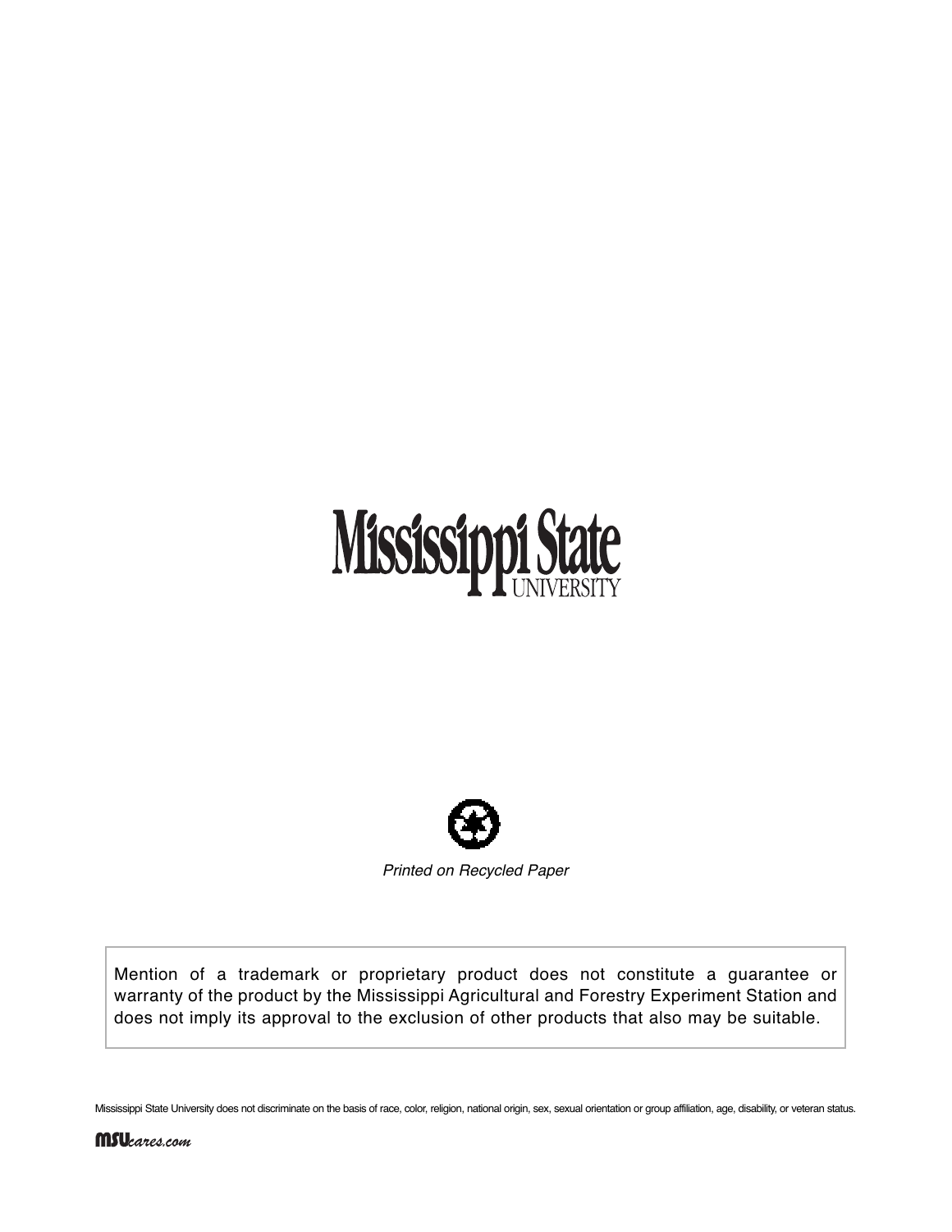Mississippi State UNIVERSITY

*Printed on Recycled Paper*

Mention of a trademark or proprietary product does not constitute a guarantee or warranty of the product by the Mississippi Agricultural and Forestry Experiment Station and does not imply its approval to the exclusion of other products that also may be suitable.

Mississippi State University does not discriminate on the basis of race, color, religion, national origin, sex, sexual orientation or group affiliation, age, disability, or veteran status.

MSUcares.com